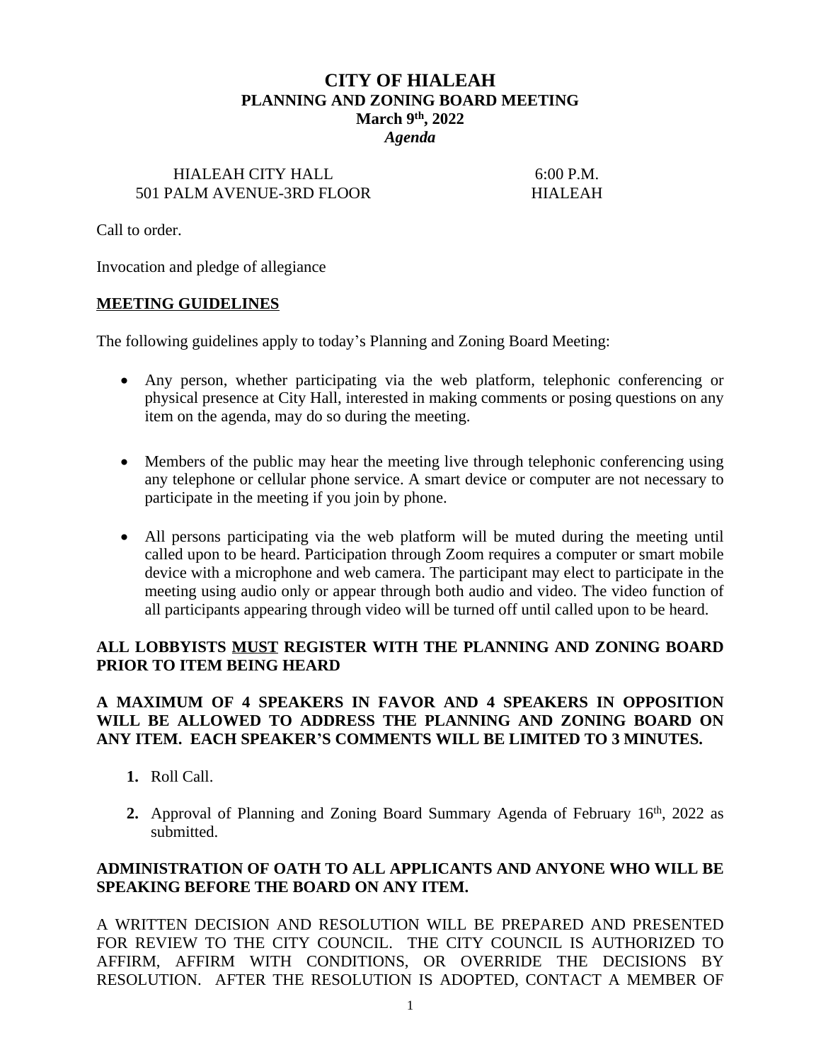# CITY OF HIALEAH
## PLANNING AND ZONING BOARD MEETING
### March 9th, 2022
***Agenda***

HIALEAH CITY HALL — 6:00 P.M.
501 PALM AVENUE-3RD FLOOR — HIALEAH

Call to order.

Invocation and pledge of allegiance

**MEETING GUIDELINES**

The following guidelines apply to today's Planning and Zoning Board Meeting:

- Any person, whether participating via the web platform, telephonic conferencing or physical presence at City Hall, interested in making comments or posing questions on any item on the agenda, may do so during the meeting.
- Members of the public may hear the meeting live through telephonic conferencing using any telephone or cellular phone service. A smart device or computer are not necessary to participate in the meeting if you join by phone.
- All persons participating via the web platform will be muted during the meeting until called upon to be heard. Participation through Zoom requires a computer or smart mobile device with a microphone and web camera. The participant may elect to participate in the meeting using audio only or appear through both audio and video. The video function of all participants appearing through video will be turned off until called upon to be heard.

**ALL LOBBYISTS MUST REGISTER WITH THE PLANNING AND ZONING BOARD PRIOR TO ITEM BEING HEARD**

**A MAXIMUM OF 4 SPEAKERS IN FAVOR AND 4 SPEAKERS IN OPPOSITION WILL BE ALLOWED TO ADDRESS THE PLANNING AND ZONING BOARD ON ANY ITEM. EACH SPEAKER'S COMMENTS WILL BE LIMITED TO 3 MINUTES.**

1. Roll Call.
2. Approval of Planning and Zoning Board Summary Agenda of February 16th, 2022 as submitted.

**ADMINISTRATION OF OATH TO ALL APPLICANTS AND ANYONE WHO WILL BE SPEAKING BEFORE THE BOARD ON ANY ITEM.**

A WRITTEN DECISION AND RESOLUTION WILL BE PREPARED AND PRESENTED FOR REVIEW TO THE CITY COUNCIL. THE CITY COUNCIL IS AUTHORIZED TO AFFIRM, AFFIRM WITH CONDITIONS, OR OVERRIDE THE DECISIONS BY RESOLUTION. AFTER THE RESOLUTION IS ADOPTED, CONTACT A MEMBER OF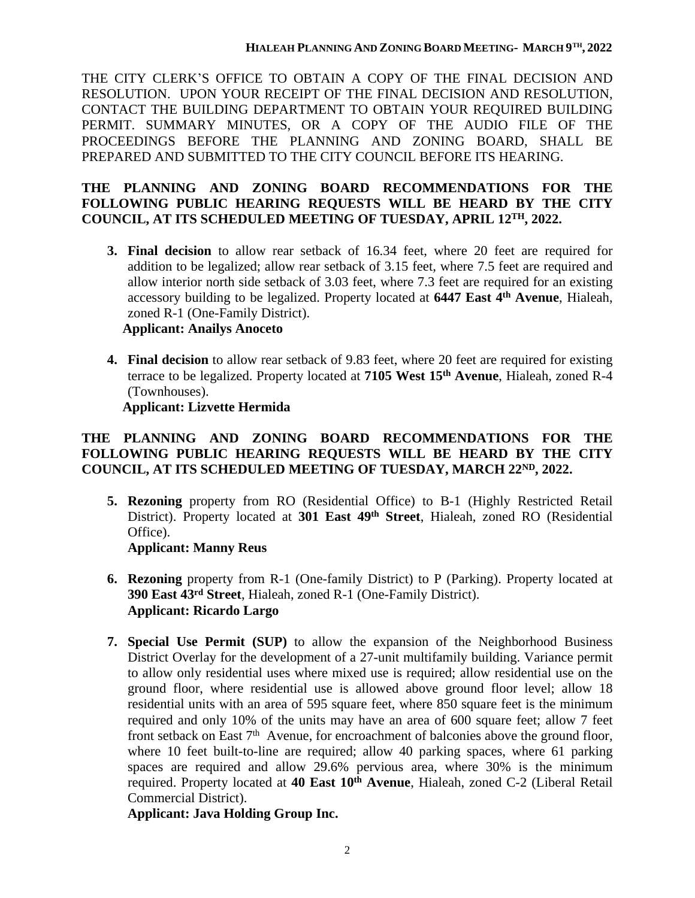THE CITY CLERK'S OFFICE TO OBTAIN A COPY OF THE FINAL DECISION AND RESOLUTION. UPON YOUR RECEIPT OF THE FINAL DECISION AND RESOLUTION, CONTACT THE BUILDING DEPARTMENT TO OBTAIN YOUR REQUIRED BUILDING PERMIT. SUMMARY MINUTES, OR A COPY OF THE AUDIO FILE OF THE PROCEEDINGS BEFORE THE PLANNING AND ZONING BOARD, SHALL BE PREPARED AND SUBMITTED TO THE CITY COUNCIL BEFORE ITS HEARING.

**THE PLANNING AND ZONING BOARD RECOMMENDATIONS FOR THE FOLLOWING PUBLIC HEARING REQUESTS WILL BE HEARD BY THE CITY COUNCIL, AT ITS SCHEDULED MEETING OF TUESDAY, APRIL 12TH, 2022.**

3. **Final decision** to allow rear setback of 16.34 feet, where 20 feet are required for addition to be legalized; allow rear setback of 3.15 feet, where 7.5 feet are required and allow interior north side setback of 3.03 feet, where 7.3 feet are required for an existing accessory building to be legalized. Property located at **6447 East 4th Avenue**, Hialeah, zoned R-1 (One-Family District).
   **Applicant: Anailys Anoceto**

4. **Final decision** to allow rear setback of 9.83 feet, where 20 feet are required for existing terrace to be legalized. Property located at **7105 West 15th Avenue**, Hialeah, zoned R-4 (Townhouses).
   **Applicant: Lizvette Hermida**

**THE PLANNING AND ZONING BOARD RECOMMENDATIONS FOR THE FOLLOWING PUBLIC HEARING REQUESTS WILL BE HEARD BY THE CITY COUNCIL, AT ITS SCHEDULED MEETING OF TUESDAY, MARCH 22ND, 2022.**

5. **Rezoning** property from RO (Residential Office) to B-1 (Highly Restricted Retail District). Property located at **301 East 49th Street**, Hialeah, zoned RO (Residential Office).
   **Applicant: Manny Reus**

6. **Rezoning** property from R-1 (One-family District) to P (Parking). Property located at **390 East 43rd Street**, Hialeah, zoned R-1 (One-Family District).
   **Applicant: Ricardo Largo**

7. **Special Use Permit (SUP)** to allow the expansion of the Neighborhood Business District Overlay for the development of a 27-unit multifamily building. Variance permit to allow only residential uses where mixed use is required; allow residential use on the ground floor, where residential use is allowed above ground floor level; allow 18 residential units with an area of 595 square feet, where 850 square feet is the minimum required and only 10% of the units may have an area of 600 square feet; allow 7 feet front setback on East 7th Avenue, for encroachment of balconies above the ground floor, where 10 feet built-to-line are required; allow 40 parking spaces, where 61 parking spaces are required and allow 29.6% pervious area, where 30% is the minimum required. Property located at **40 East 10th Avenue**, Hialeah, zoned C-2 (Liberal Retail Commercial District).
   **Applicant: Java Holding Group Inc.**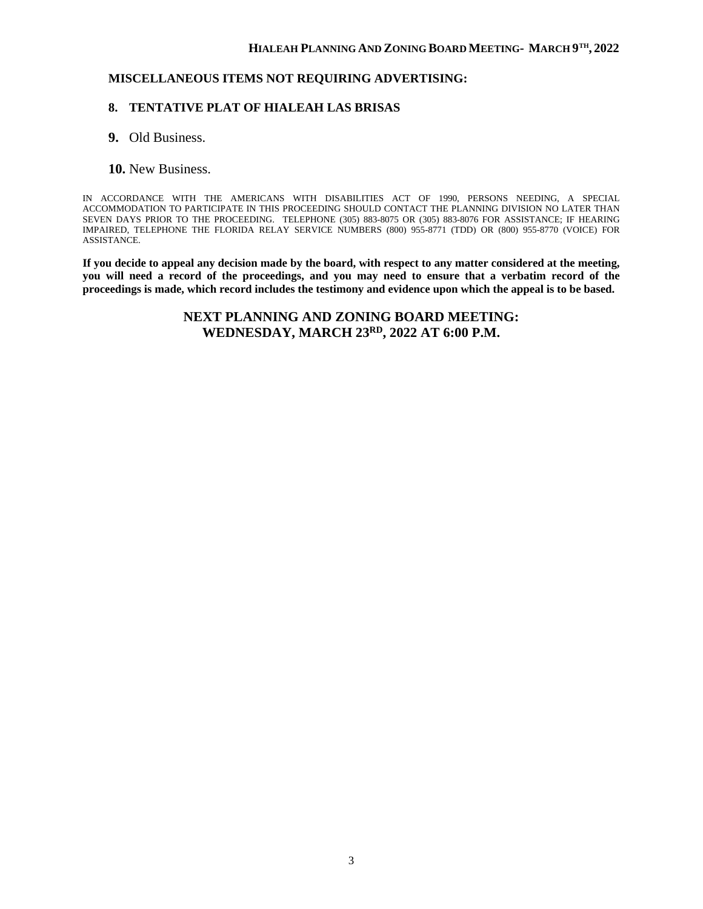**MISCELLANEOUS ITEMS NOT REQUIRING ADVERTISING:**

**8. TENTATIVE PLAT OF HIALEAH LAS BRISAS**

**9.** Old Business.

**10.** New Business.

IN ACCORDANCE WITH THE AMERICANS WITH DISABILITIES ACT OF 1990, PERSONS NEEDING, A SPECIAL ACCOMMODATION TO PARTICIPATE IN THIS PROCEEDING SHOULD CONTACT THE PLANNING DIVISION NO LATER THAN SEVEN DAYS PRIOR TO THE PROCEEDING. TELEPHONE (305) 883-8075 OR (305) 883-8076 FOR ASSISTANCE; IF HEARING IMPAIRED, TELEPHONE THE FLORIDA RELAY SERVICE NUMBERS (800) 955-8771 (TDD) OR (800) 955-8770 (VOICE) FOR ASSISTANCE.

**If you decide to appeal any decision made by the board, with respect to any matter considered at the meeting, you will need a record of the proceedings, and you may need to ensure that a verbatim record of the proceedings is made, which record includes the testimony and evidence upon which the appeal is to be based.**

**NEXT PLANNING AND ZONING BOARD MEETING:**
**WEDNESDAY, MARCH 23RD, 2022 AT 6:00 P.M.**